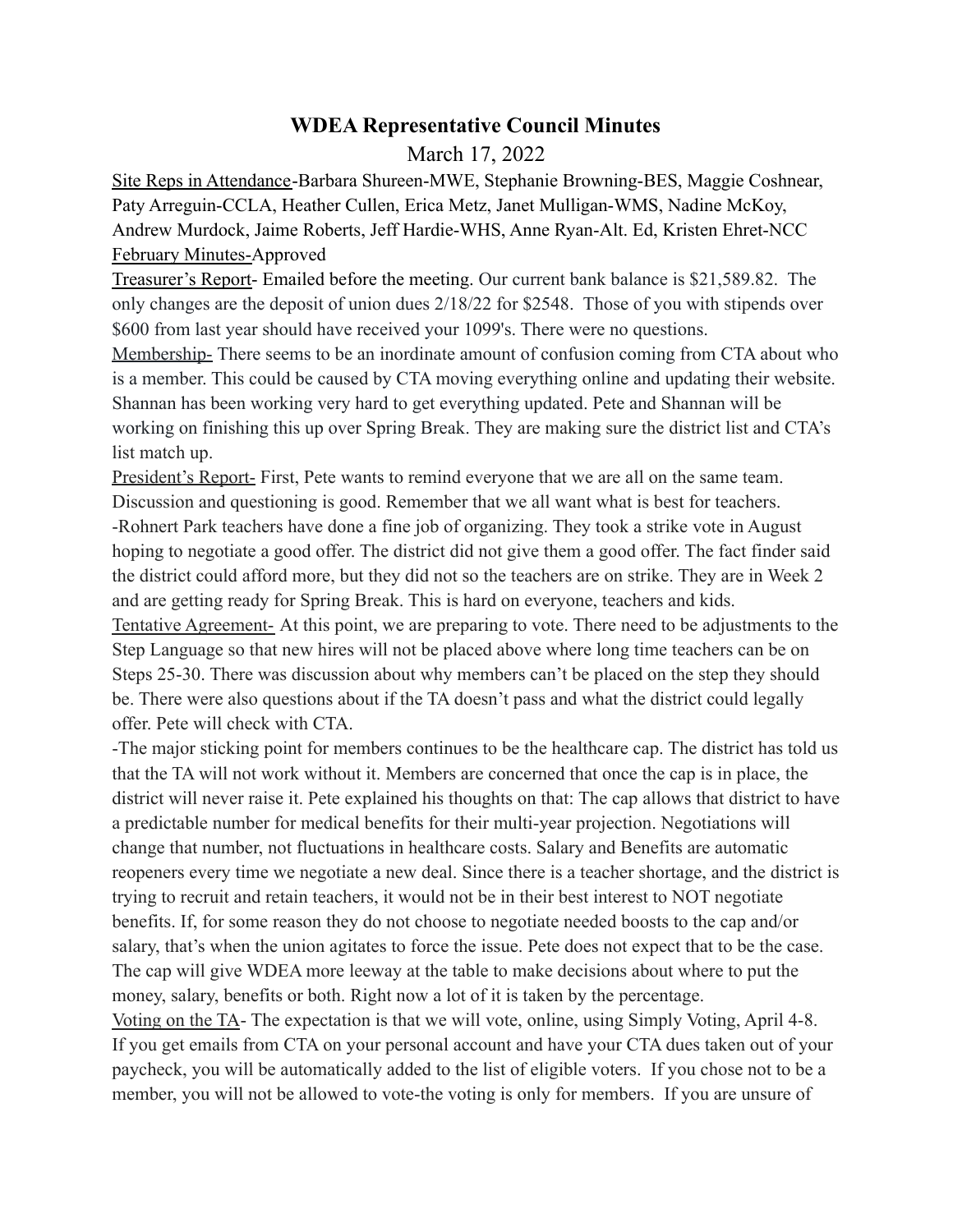# WDEA Representative Council Minutes

March 17, 2022

<u>Site Reps in Attendance</u>-Barbara Shureen-MWE, Stephanie Browning-BES, Maggie Coshnear, Paty Arreguin-CCLA, Heather Cullen, Erica Metz, Janet Mulligan-WMS, Nadine McKoy, Andrew Murdock, Jaime Roberts, Jeff Hardie-WHS, Anne Ryan-Alt. Ed, Kristen Ehret-NCC

<u>February Minutes-</u>Approved

<u>Treasurer's Report</u>- Emailed before the meeting. Our current bank balance is $21,589.82. The only changes are the deposit of union dues 2/18/22 for $2548. Those of you with stipends over $600 from last year should have received your 1099's. There were no questions.

<u>Membership-</u> There seems to be an inordinate amount of confusion coming from CTA about who is a member. This could be caused by CTA moving everything online and updating their website. Shannan has been working very hard to get everything updated. Pete and Shannan will be working on finishing this up over Spring Break. They are making sure the district list and CTA's list match up.

<u>President's Report-</u> First, Pete wants to remind everyone that we are all on the same team. Discussion and questioning is good. Remember that we all want what is best for teachers.

-Rohnert Park teachers have done a fine job of organizing. They took a strike vote in August hoping to negotiate a good offer. The district did not give them a good offer. The fact finder said the district could afford more, but they did not so the teachers are on strike. They are in Week 2 and are getting ready for Spring Break. This is hard on everyone, teachers and kids.

<u>Tentative Agreement-</u> At this point, we are preparing to vote. There need to be adjustments to the Step Language so that new hires will not be placed above where long time teachers can be on Steps 25-30. There was discussion about why members can't be placed on the step they should be. There were also questions about if the TA doesn't pass and what the district could legally offer. Pete will check with CTA.

-The major sticking point for members continues to be the healthcare cap. The district has told us that the TA will not work without it. Members are concerned that once the cap is in place, the district will never raise it. Pete explained his thoughts on that: The cap allows that district to have a predictable number for medical benefits for their multi-year projection. Negotiations will change that number, not fluctuations in healthcare costs. Salary and Benefits are automatic reopeners every time we negotiate a new deal. Since there is a teacher shortage, and the district is trying to recruit and retain teachers, it would not be in their best interest to NOT negotiate benefits. If, for some reason they do not choose to negotiate needed boosts to the cap and/or salary, that's when the union agitates to force the issue. Pete does not expect that to be the case. The cap will give WDEA more leeway at the table to make decisions about where to put the money, salary, benefits or both. Right now a lot of it is taken by the percentage.

<u>Voting on the TA</u>- The expectation is that we will vote, online, using Simply Voting, April 4-8. If you get emails from CTA on your personal account and have your CTA dues taken out of your paycheck, you will be automatically added to the list of eligible voters. If you chose not to be a member, you will not be allowed to vote-the voting is only for members. If you are unsure of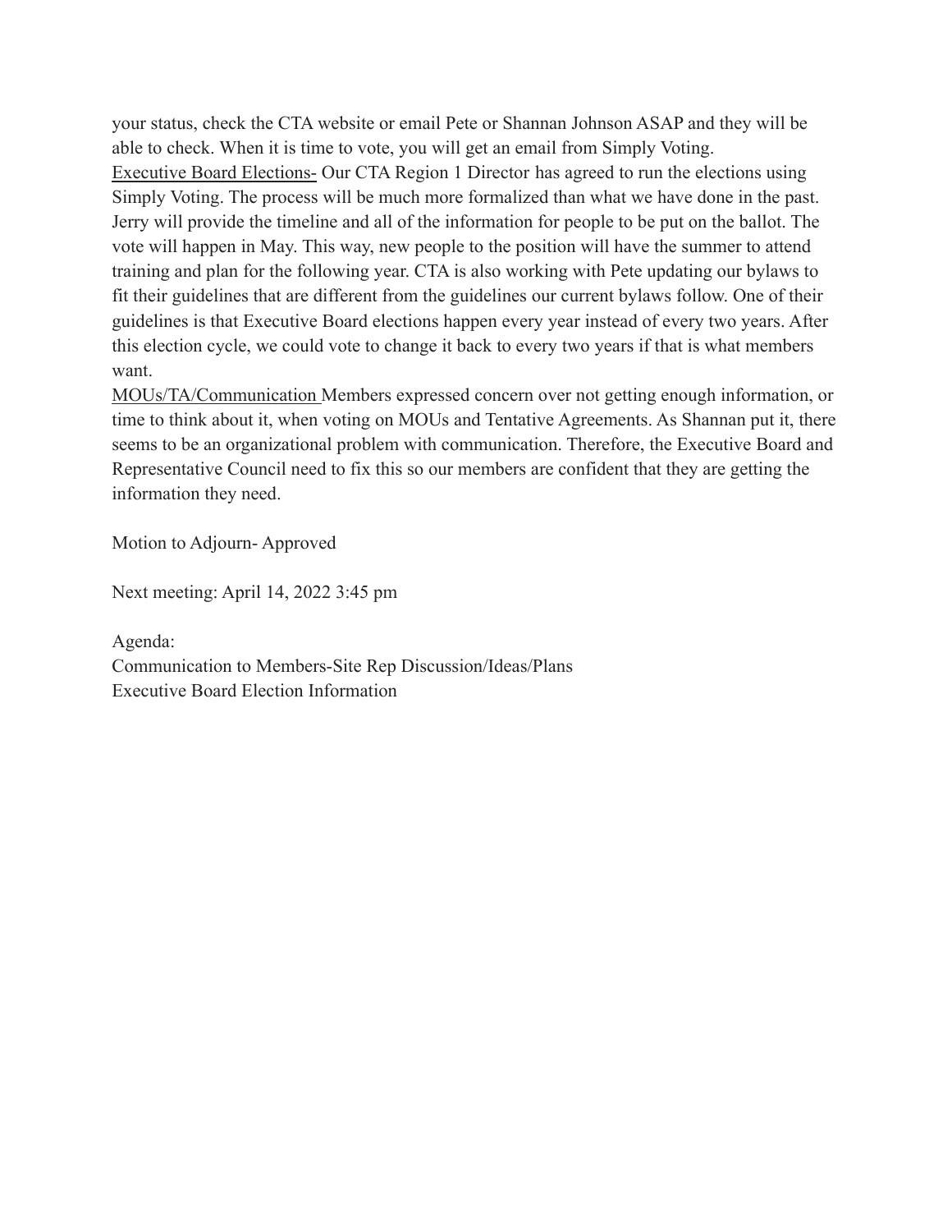your status, check the CTA website or email Pete or Shannan Johnson ASAP and they will be able to check. When it is time to vote, you will get an email from Simply Voting.

<u>Executive Board Elections-</u> Our CTA Region 1 Director has agreed to run the elections using Simply Voting. The process will be much more formalized than what we have done in the past. Jerry will provide the timeline and all of the information for people to be put on the ballot. The vote will happen in May. This way, new people to the position will have the summer to attend training and plan for the following year. CTA is also working with Pete updating our bylaws to fit their guidelines that are different from the guidelines our current bylaws follow. One of their guidelines is that Executive Board elections happen every year instead of every two years. After this election cycle, we could vote to change it back to every two years if that is what members want.

<u>MOUs/TA/Communication</u> Members expressed concern over not getting enough information, or time to think about it, when voting on MOUs and Tentative Agreements. As Shannan put it, there seems to be an organizational problem with communication. Therefore, the Executive Board and Representative Council need to fix this so our members are confident that they are getting the information they need.

Motion to Adjourn- Approved

Next meeting: April 14, 2022 3:45 pm

Agenda:
Communication to Members-Site Rep Discussion/Ideas/Plans
Executive Board Election Information